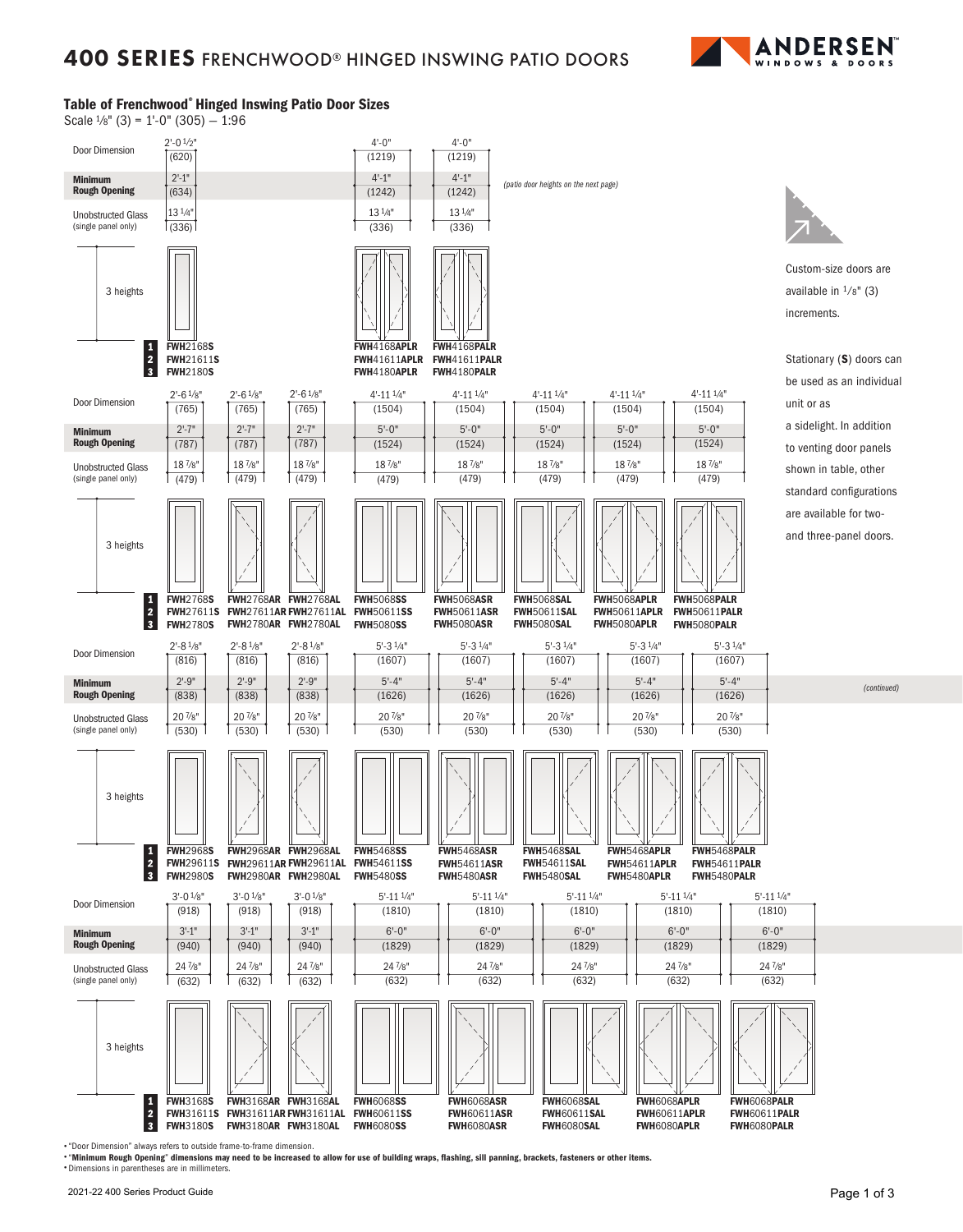# 400 SERIES FRENCHWOOD® HINGED INSWING PATIO DOORS

## Table of Frenchwood® Hinged Inswing Patio Door Sizes

Scale 1/8" (3) = 1'-0" (305) — 1:96

*(patio door heights on the next page)*

| | | | |
|---|---|---|---|
| Door Dimension | 2'-0 1/2" (620) | 4'-0" (1219) | 4'-0" (1219) |
| **Minimum Rough Opening** | 2'-1" (634) | 4'-1" (1242) | 4'-1" (1242) |
| Unobstructed Glass (single panel only) | 13 1/4" (336) | 13 1/4" (336) | 13 1/4" (336) |
| 1 | FWH2168**S** | FWH4168**APLR** | FWH4168**PALR** |
| 2 | FWH21611**S** | FWH41611**APLR** | FWH41611**PALR** |
| 3 | FWH2180**S** | FWH4180**APLR** | FWH4180**PALR** |

| | | | | | | | | |
|---|---|---|---|---|---|---|---|---|
| Door Dimension | 2'-6 1/8" (765) | 2'-6 1/8" (765) | 2'-6 1/8" (765) | 4'-11 1/4" (1504) | 4'-11 1/4" (1504) | 4'-11 1/4" (1504) | 4'-11 1/4" (1504) | 4'-11 1/4" (1504) |
| **Minimum Rough Opening** | 2'-7" (787) | 2'-7" (787) | 2'-7" (787) | 5'-0" (1524) | 5'-0" (1524) | 5'-0" (1524) | 5'-0" (1524) | 5'-0" (1524) |
| Unobstructed Glass (single panel only) | 18 7/8" (479) | 18 7/8" (479) | 18 7/8" (479) | 18 7/8" (479) | 18 7/8" (479) | 18 7/8" (479) | 18 7/8" (479) | 18 7/8" (479) |
| 1 | FWH2768**S** | FWH2768**AR** | FWH2768**AL** | FWH5068**SS** | FWH5068**ASR** | FWH5068**SAL** | FWH5068**APLR** | FWH5068**PALR** |
| 2 | FWH27611**S** | FWH27611**AR** | FWH27611**AL** | FWH50611**SS** | FWH50611**ASR** | FWH50611**SAL** | FWH50611**APLR** | FWH50611**PALR** |
| 3 | FWH2780**S** | FWH2780**AR** | FWH2780**AL** | FWH5080**SS** | FWH5080**ASR** | FWH5080**SAL** | FWH5080**APLR** | FWH5080**PALR** |

| | | | | | | | | |
|---|---|---|---|---|---|---|---|---|
| Door Dimension | 2'-8 1/8" (816) | 2'-8 1/8" (816) | 2'-8 1/8" (816) | 5'-3 1/4" (1607) | 5'-3 1/4" (1607) | 5'-3 1/4" (1607) | 5'-3 1/4" (1607) | 5'-3 1/4" (1607) |
| **Minimum Rough Opening** | 2'-9" (838) | 2'-9" (838) | 2'-9" (838) | 5'-4" (1626) | 5'-4" (1626) | 5'-4" (1626) | 5'-4" (1626) | 5'-4" (1626) |
| Unobstructed Glass (single panel only) | 20 7/8" (530) | 20 7/8" (530) | 20 7/8" (530) | 20 7/8" (530) | 20 7/8" (530) | 20 7/8" (530) | 20 7/8" (530) | 20 7/8" (530) |
| 1 | FWH2968**S** | FWH2968**AR** | FWH2968**AL** | FWH5468**SS** | FWH5468**ASR** | FWH5468**SAL** | FWH5468**APLR** | FWH5468**PALR** |
| 2 | FWH29611**S** | FWH29611**AR** | FWH29611**AL** | FWH54611**SS** | FWH54611**ASR** | FWH54611**SAL** | FWH54611**APLR** | FWH54611**PALR** |
| 3 | FWH2980**S** | FWH2980**AR** | FWH2980**AL** | FWH5480**SS** | FWH5480**ASR** | FWH5480**SAL** | FWH5480**APLR** | FWH5480**PALR** |

| | | | | | | | | |
|---|---|---|---|---|---|---|---|---|
| Door Dimension | 3'-0 1/8" (918) | 3'-0 1/8" (918) | 3'-0 1/8" (918) | 5'-11 1/4" (1810) | 5'-11 1/4" (1810) | 5'-11 1/4" (1810) | 5'-11 1/4" (1810) | 5'-11 1/4" (1810) |
| **Minimum Rough Opening** | 3'-1" (940) | 3'-1" (940) | 3'-1" (940) | 6'-0" (1829) | 6'-0" (1829) | 6'-0" (1829) | 6'-0" (1829) | 6'-0" (1829) |
| Unobstructed Glass (single panel only) | 24 7/8" (632) | 24 7/8" (632) | 24 7/8" (632) | 24 7/8" (632) | 24 7/8" (632) | 24 7/8" (632) | 24 7/8" (632) | 24 7/8" (632) |
| 1 | FWH3168**S** | FWH3168**AR** | FWH3168**AL** | FWH6068**SS** | FWH6068**ASR** | FWH6068**SAL** | FWH6068**APLR** | FWH6068**PALR** |
| 2 | FWH31611**S** | FWH31611**AR** | FWH31611**AL** | FWH60611**SS** | FWH60611**ASR** | FWH60611**SAL** | FWH60611**APLR** | FWH60611**PALR** |
| 3 | FWH3180**S** | FWH3180**AR** | FWH3180**AL** | FWH6080**SS** | FWH6080**ASR** | FWH6080**SAL** | FWH6080**APLR** | FWH6080**PALR** |

*(continued)*

Custom-size doors are available in 1/8" (3) increments.

Stationary (**S**) doors can be used as an individual unit or as a sidelight. In addition to venting door panels shown in table, other standard configurations are available for two- and three-panel doors.

- "Door Dimension" always refers to outside frame-to-frame dimension.
- **"Minimum Rough Opening" dimensions may need to be increased to allow for use of building wraps, flashing, sill panning, brackets, fasteners or other items.**
- Dimensions in parentheses are in millimeters.

2021-22 400 Series Product Guide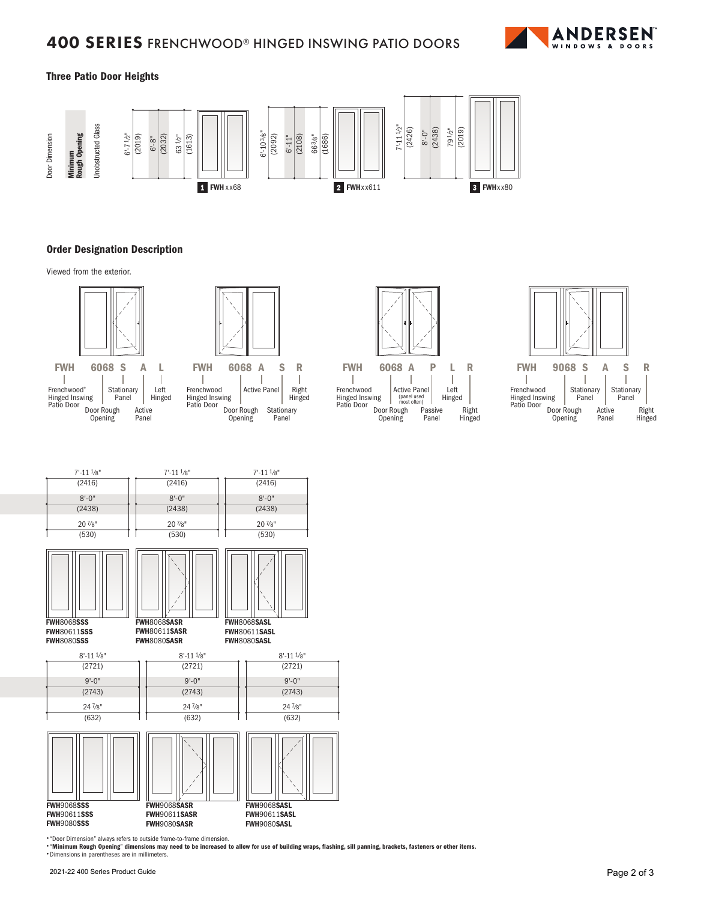# 400 SERIES FRENCHWOOD® HINGED INSWING PATIO DOORS

### Three Patio Door Heights

| | Door Dimension | Minimum Rough Opening | Unobstructed Glass |
|---|---|---|---|
| 1 FWH xx68 | 6'-7 1/2" (2019) | 6'-8" (2032) | 63 1/2" (1613) |
| 2 FWH xx611 | 6'-10 3/8" (2092) | 6'-11" (2108) | 66 3/8" (1686) |
| 3 FWH xx80 | 7'-11 1/2" (2426) | 8'-0" (2438) | 79 1/2" (2019) |

### Order Designation Description

Viewed from the exterior.

**FWH 6068 S A L** — FWH: Frenchwood® Hinged Inswing Patio Door; 6068: Door Rough Opening; S: Stationary Panel; A: Active Panel; L: Left Hinged

**FWH 6068 A S R** — FWH: Frenchwood Hinged Inswing Patio Door; 6068: Door Rough Opening; A: Active Panel; S: Stationary Panel; R: Right Hinged

**FWH 6068 A P L R** — FWH: Frenchwood Hinged Inswing Patio Door; 6068: Door Rough Opening; A: Active Panel (panel used most often); P: Passive Panel; L: Left Hinged; R: Right Hinged

**FWH 9068 S A S R** — FWH: Frenchwood Hinged Inswing Patio Door; 9068: Door Rough Opening; S: Stationary Panel; A: Active Panel; S: Stationary Panel; R: Right Hinged

| Door Dimension | Minimum Rough Opening | Unobstructed Glass | Models |
|---|---|---|---|
| 7'-11 1/8" (2416) | 8'-0" (2438) | 20 7/8" (530) | FWH8068SSS, FWH80611SSS, FWH8080SSS |
| 7'-11 1/8" (2416) | 8'-0" (2438) | 20 7/8" (530) | FWH8068SASR, FWH80611SASR, FWH8080SASR |
| 7'-11 1/8" (2416) | 8'-0" (2438) | 20 7/8" (530) | FWH8068SASL, FWH80611SASL, FWH8080SASL |
| 8'-11 1/8" (2721) | 9'-0" (2743) | 24 7/8" (632) | FWH9068SSS, FWH90611SSS, FWH9080SSS |
| 8'-11 1/8" (2721) | 9'-0" (2743) | 24 7/8" (632) | FWH9068SASR, FWH90611SASR, FWH9080SASR |
| 8'-11 1/8" (2721) | 9'-0" (2743) | 24 7/8" (632) | FWH9068SASL, FWH90611SASL, FWH9080SASL |

- "Door Dimension" always refers to outside frame-to-frame dimension.
- **"Minimum Rough Opening" dimensions may need to be increased to allow for use of building wraps, flashing, sill panning, brackets, fasteners or other items.**
- Dimensions in parentheses are in millimeters.

2021-22 400 Series Product Guide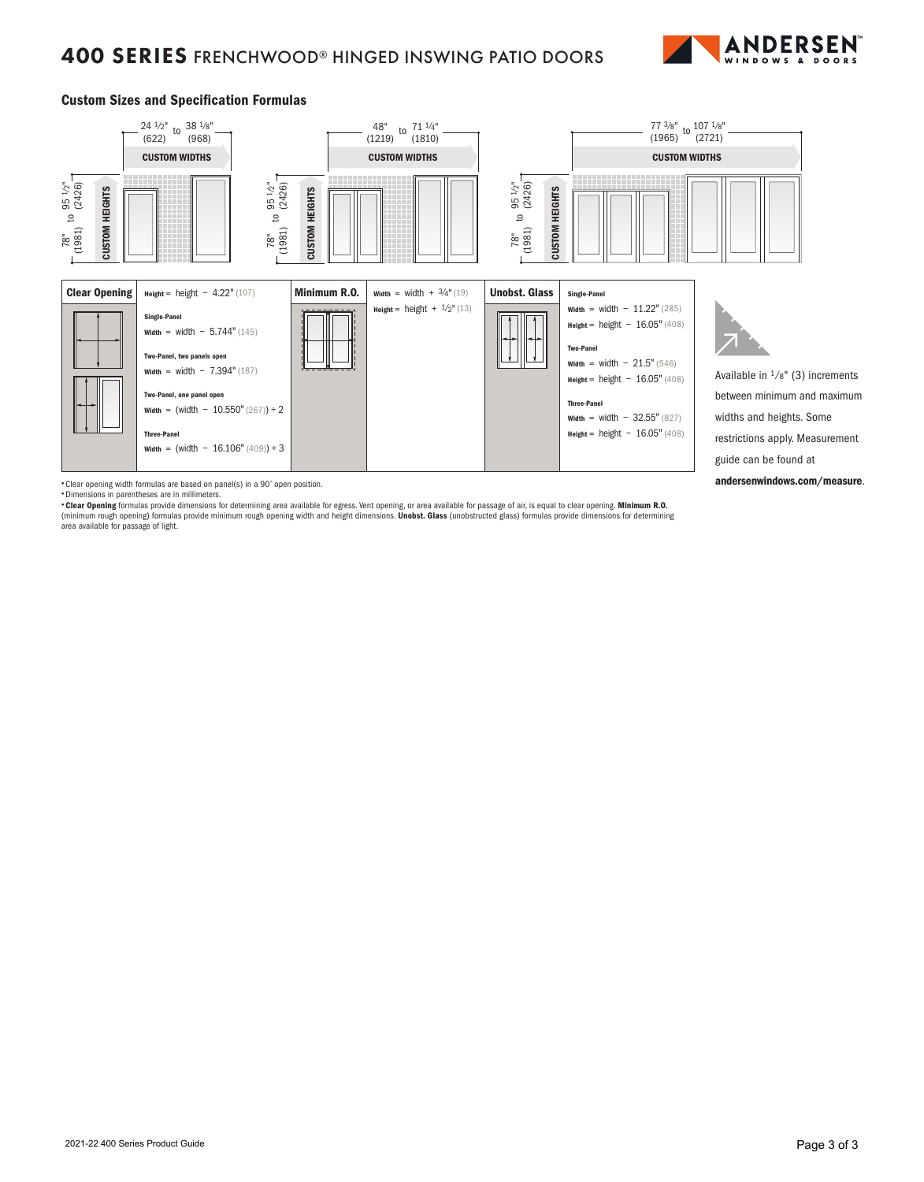# 400 SERIES FRENCHWOOD® HINGED INSWING PATIO DOORS

## Custom Sizes and Specification Formulas

24 1/2" (622) to 38 1/8" (968)
CUSTOM WIDTHS
78" (1981) to 95 1/2" (2426)
CUSTOM HEIGHTS

48" (1219) to 71 1/4" (1810)
CUSTOM WIDTHS
78" (1981) to 95 1/2" (2426)
CUSTOM HEIGHTS

77 3/8" (1965) to 107 1/8" (2721)
CUSTOM WIDTHS
78" (1981) to 95 1/2" (2426)
CUSTOM HEIGHTS

| Clear Opening | | Minimum R.O. | | Unobst. Glass | |
|---|---|---|---|---|---|
| | **Height** = height − 4.22" (107)<br><br>**Single-Panel**<br>**Width** = width − 5.744" (145)<br><br>**Two-Panel, two panels open**<br>**Width** = width − 7.394" (187)<br><br>**Two-Panel, one panel open**<br>**Width** = (width − 10.550" (267)) ÷ 2<br><br>**Three-Panel**<br>**Width** = (width − 16.106" (409)) ÷ 3 | | **Width** = width + 3/4" (19)<br>**Height** = height + 1/2" (13) | | **Single-Panel**<br>**Width** = width − 11.22" (285)<br>**Height** = height − 16.05" (408)<br><br>**Two-Panel**<br>**Width** = width − 21.5" (546)<br>**Height** = height − 16.05" (408)<br><br>**Three-Panel**<br>**Width** = width − 32.55" (827)<br>**Height** = height − 16.05" (408) |

Available in 1/8" (3) increments between minimum and maximum widths and heights. Some restrictions apply. Measurement guide can be found at **andersenwindows.com/measure**.

- Clear opening width formulas are based on panel(s) in a 90° open position.
- Dimensions in parentheses are in millimeters.
- **Clear Opening** formulas provide dimensions for determining area available for egress. Vent opening, or area available for passage of air, is equal to clear opening. **Minimum R.O.** (minimum rough opening) formulas provide minimum rough opening width and height dimensions. **Unobst. Glass** (unobstructed glass) formulas provide dimensions for determining area available for passage of light.

2021-22 400 Series Product Guide